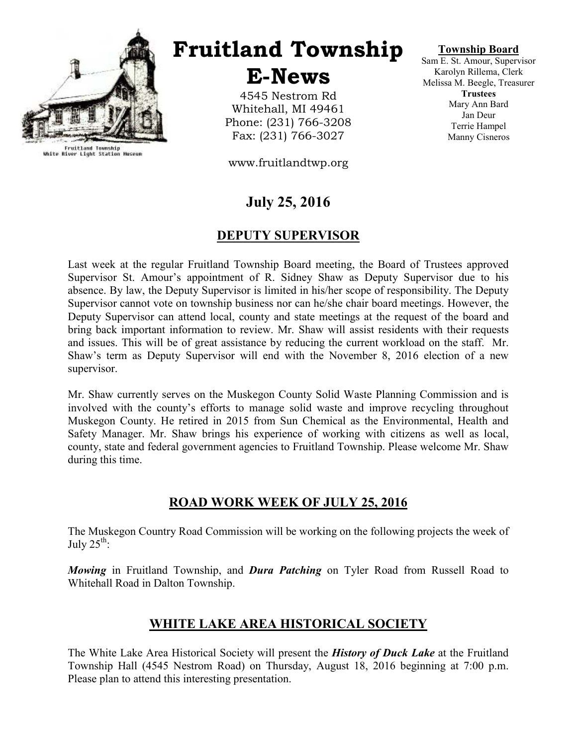# Fruitland Township E-News

4545 Nestrom Rd
Whitehall, MI 49461
Phone: (231) 766-3208
Fax: (231) 766-3027

www.fruitlandtwp.org

Fruitland Township
White River Light Station Museum

**Township Board**
Sam E. St. Amour, Supervisor
Karolyn Rillema, Clerk
Melissa M. Beegle, Treasurer
**Trustees**
Mary Ann Bard
Jan Deur
Terrie Hampel
Manny Cisneros

## July 25, 2016

## DEPUTY SUPERVISOR

Last week at the regular Fruitland Township Board meeting, the Board of Trustees approved Supervisor St. Amour's appointment of R. Sidney Shaw as Deputy Supervisor due to his absence. By law, the Deputy Supervisor is limited in his/her scope of responsibility. The Deputy Supervisor cannot vote on township business nor can he/she chair board meetings. However, the Deputy Supervisor can attend local, county and state meetings at the request of the board and bring back important information to review. Mr. Shaw will assist residents with their requests and issues. This will be of great assistance by reducing the current workload on the staff. Mr. Shaw's term as Deputy Supervisor will end with the November 8, 2016 election of a new supervisor.

Mr. Shaw currently serves on the Muskegon County Solid Waste Planning Commission and is involved with the county's efforts to manage solid waste and improve recycling throughout Muskegon County. He retired in 2015 from Sun Chemical as the Environmental, Health and Safety Manager. Mr. Shaw brings his experience of working with citizens as well as local, county, state and federal government agencies to Fruitland Township. Please welcome Mr. Shaw during this time.

## ROAD WORK WEEK OF JULY 25, 2016

The Muskegon Country Road Commission will be working on the following projects the week of July 25th:

***Mowing*** in Fruitland Township, and ***Dura Patching*** on Tyler Road from Russell Road to Whitehall Road in Dalton Township.

## WHITE LAKE AREA HISTORICAL SOCIETY

The White Lake Area Historical Society will present the ***History of Duck Lake*** at the Fruitland Township Hall (4545 Nestrom Road) on Thursday, August 18, 2016 beginning at 7:00 p.m. Please plan to attend this interesting presentation.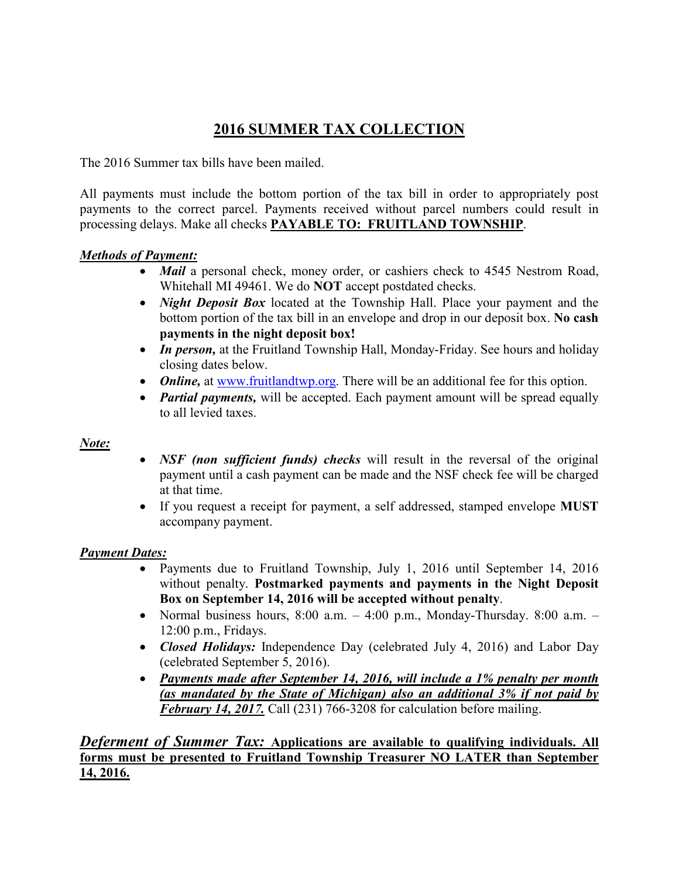# 2016 SUMMER TAX COLLECTION

The 2016 Summer tax bills have been mailed.

All payments must include the bottom portion of the tax bill in order to appropriately post payments to the correct parcel. Payments received without parcel numbers could result in processing delays. Make all checks **PAYABLE TO: FRUITLAND TOWNSHIP**.

***Methods of Payment:***

- ***Mail*** a personal check, money order, or cashiers check to 4545 Nestrom Road, Whitehall MI 49461. We do **NOT** accept postdated checks.
- ***Night Deposit Box*** located at the Township Hall. Place your payment and the bottom portion of the tax bill in an envelope and drop in our deposit box. **No cash payments in the night deposit box!**
- ***In person,*** at the Fruitland Township Hall, Monday-Friday. See hours and holiday closing dates below.
- ***Online,*** at www.fruitlandtwp.org. There will be an additional fee for this option.
- ***Partial payments,*** will be accepted. Each payment amount will be spread equally to all levied taxes.

***Note:***

- ***NSF (non sufficient funds) checks*** will result in the reversal of the original payment until a cash payment can be made and the NSF check fee will be charged at that time.
- If you request a receipt for payment, a self addressed, stamped envelope **MUST** accompany payment.

***Payment Dates:***

- Payments due to Fruitland Township, July 1, 2016 until September 14, 2016 without penalty. **Postmarked payments and payments in the Night Deposit Box on September 14, 2016 will be accepted without penalty**.
- Normal business hours, 8:00 a.m. – 4:00 p.m., Monday-Thursday. 8:00 a.m. – 12:00 p.m., Fridays.
- ***Closed Holidays:*** Independence Day (celebrated July 4, 2016) and Labor Day (celebrated September 5, 2016).
- ***Payments made after September 14, 2016, will include a 1% penalty per month (as mandated by the State of Michigan) also an additional 3% if not paid by February 14, 2017.*** Call (231) 766-3208 for calculation before mailing.

***Deferment of Summer Tax:*** **Applications are available to qualifying individuals. All forms must be presented to Fruitland Township Treasurer NO LATER than September 14, 2016.**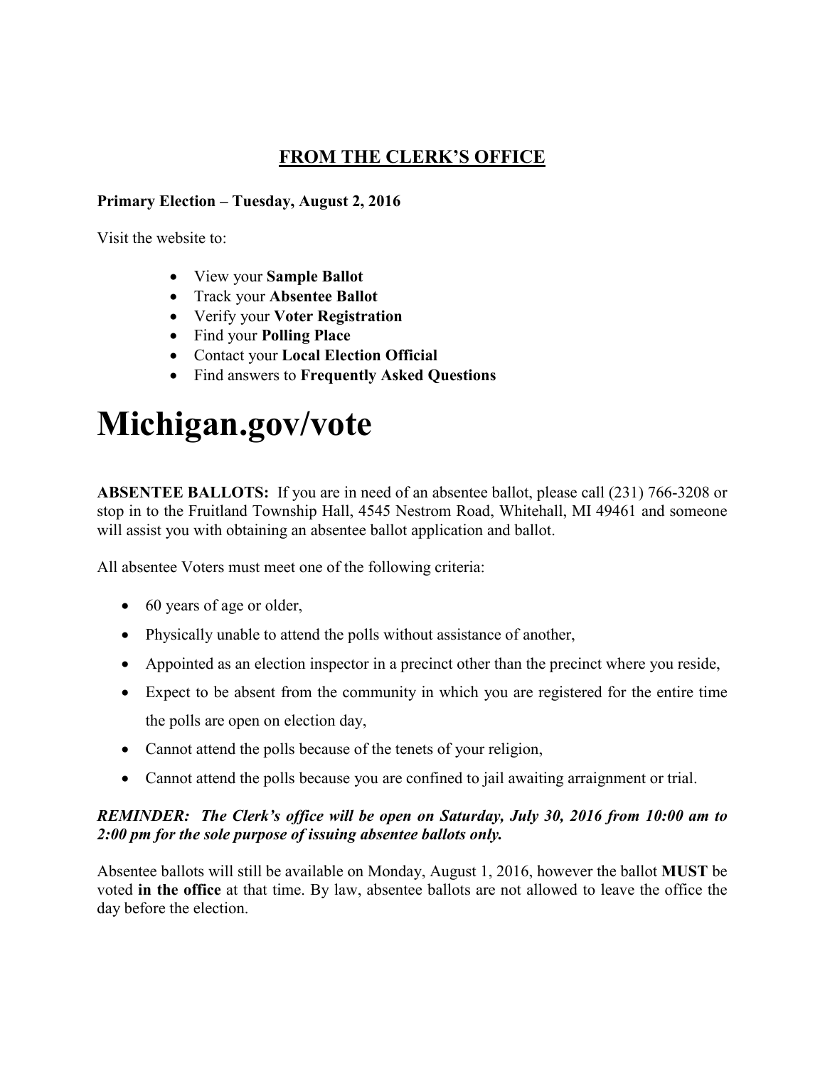# FROM THE CLERK'S OFFICE

**Primary Election – Tuesday, August 2, 2016**

Visit the website to:

- View your **Sample Ballot**
- Track your **Absentee Ballot**
- Verify your **Voter Registration**
- Find your **Polling Place**
- Contact your **Local Election Official**
- Find answers to **Frequently Asked Questions**

# Michigan.gov/vote

**ABSENTEE BALLOTS:** If you are in need of an absentee ballot, please call (231) 766-3208 or stop in to the Fruitland Township Hall, 4545 Nestrom Road, Whitehall, MI 49461 and someone will assist you with obtaining an absentee ballot application and ballot.

All absentee Voters must meet one of the following criteria:

- 60 years of age or older,
- Physically unable to attend the polls without assistance of another,
- Appointed as an election inspector in a precinct other than the precinct where you reside,
- Expect to be absent from the community in which you are registered for the entire time the polls are open on election day,
- Cannot attend the polls because of the tenets of your religion,
- Cannot attend the polls because you are confined to jail awaiting arraignment or trial.

***REMINDER: The Clerk's office will be open on Saturday, July 30, 2016 from 10:00 am to 2:00 pm for the sole purpose of issuing absentee ballots only.***

Absentee ballots will still be available on Monday, August 1, 2016, however the ballot **MUST** be voted **in the office** at that time. By law, absentee ballots are not allowed to leave the office the day before the election.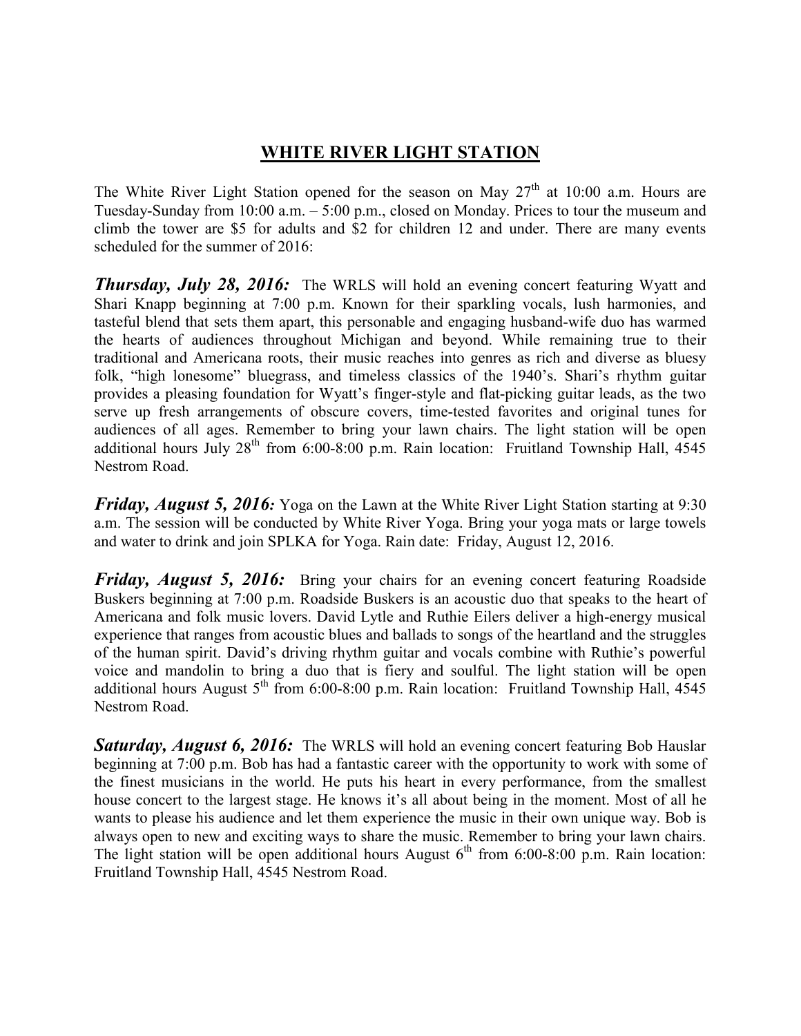## WHITE RIVER LIGHT STATION

The White River Light Station opened for the season on May 27th at 10:00 a.m. Hours are Tuesday-Sunday from 10:00 a.m. – 5:00 p.m., closed on Monday. Prices to tour the museum and climb the tower are $5 for adults and $2 for children 12 and under. There are many events scheduled for the summer of 2016:

***Thursday, July 28, 2016:*** The WRLS will hold an evening concert featuring Wyatt and Shari Knapp beginning at 7:00 p.m. Known for their sparkling vocals, lush harmonies, and tasteful blend that sets them apart, this personable and engaging husband-wife duo has warmed the hearts of audiences throughout Michigan and beyond. While remaining true to their traditional and Americana roots, their music reaches into genres as rich and diverse as bluesy folk, "high lonesome" bluegrass, and timeless classics of the 1940's. Shari's rhythm guitar provides a pleasing foundation for Wyatt's finger-style and flat-picking guitar leads, as the two serve up fresh arrangements of obscure covers, time-tested favorites and original tunes for audiences of all ages. Remember to bring your lawn chairs. The light station will be open additional hours July 28th from 6:00-8:00 p.m. Rain location: Fruitland Township Hall, 4545 Nestrom Road.

***Friday, August 5, 2016:*** Yoga on the Lawn at the White River Light Station starting at 9:30 a.m. The session will be conducted by White River Yoga. Bring your yoga mats or large towels and water to drink and join SPLKA for Yoga. Rain date: Friday, August 12, 2016.

***Friday, August 5, 2016:*** Bring your chairs for an evening concert featuring Roadside Buskers beginning at 7:00 p.m. Roadside Buskers is an acoustic duo that speaks to the heart of Americana and folk music lovers. David Lytle and Ruthie Eilers deliver a high-energy musical experience that ranges from acoustic blues and ballads to songs of the heartland and the struggles of the human spirit. David's driving rhythm guitar and vocals combine with Ruthie's powerful voice and mandolin to bring a duo that is fiery and soulful. The light station will be open additional hours August 5th from 6:00-8:00 p.m. Rain location: Fruitland Township Hall, 4545 Nestrom Road.

***Saturday, August 6, 2016:*** The WRLS will hold an evening concert featuring Bob Hauslar beginning at 7:00 p.m. Bob has had a fantastic career with the opportunity to work with some of the finest musicians in the world. He puts his heart in every performance, from the smallest house concert to the largest stage. He knows it's all about being in the moment. Most of all he wants to please his audience and let them experience the music in their own unique way. Bob is always open to new and exciting ways to share the music. Remember to bring your lawn chairs. The light station will be open additional hours August 6th from 6:00-8:00 p.m. Rain location: Fruitland Township Hall, 4545 Nestrom Road.